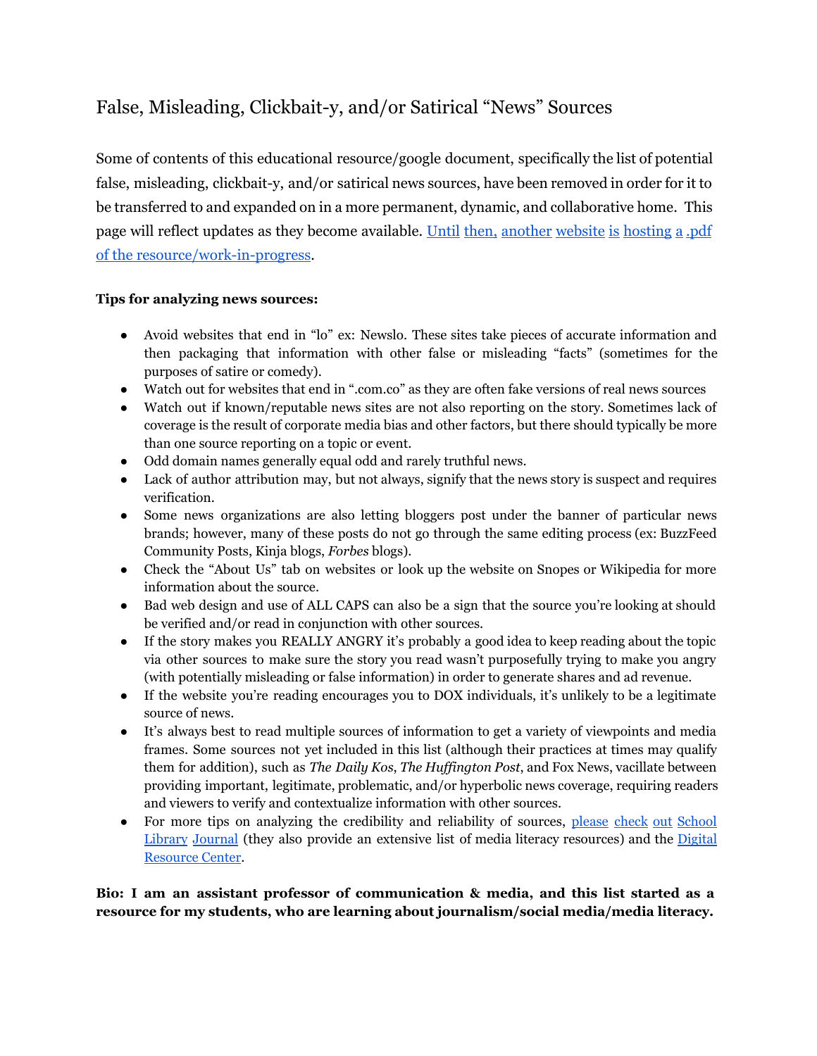# False, Misleading, Clickbait-y, and/or Satirical "News" Sources

Some of contents of this educational resource/google document, specifically the list of potential false, misleading, clickbait-y, and/or satirical news sources, have been removed in order for it to be transferred to and expanded on in a more permanent, dynamic, and collaborative home. This page will reflect updates as they become available. Until then, another website is hosting a .pdf of the resource/work-in-progress.

**Tips for analyzing news sources:**

- Avoid websites that end in "lo" ex: Newslo. These sites take pieces of accurate information and then packaging that information with other false or misleading "facts" (sometimes for the purposes of satire or comedy).
- Watch out for websites that end in ".com.co" as they are often fake versions of real news sources
- Watch out if known/reputable news sites are not also reporting on the story. Sometimes lack of coverage is the result of corporate media bias and other factors, but there should typically be more than one source reporting on a topic or event.
- Odd domain names generally equal odd and rarely truthful news.
- Lack of author attribution may, but not always, signify that the news story is suspect and requires verification.
- Some news organizations are also letting bloggers post under the banner of particular news brands; however, many of these posts do not go through the same editing process (ex: BuzzFeed Community Posts, Kinja blogs, *Forbes* blogs).
- Check the "About Us" tab on websites or look up the website on Snopes or Wikipedia for more information about the source.
- Bad web design and use of ALL CAPS can also be a sign that the source you're looking at should be verified and/or read in conjunction with other sources.
- If the story makes you REALLY ANGRY it's probably a good idea to keep reading about the topic via other sources to make sure the story you read wasn't purposefully trying to make you angry (with potentially misleading or false information) in order to generate shares and ad revenue.
- If the website you're reading encourages you to DOX individuals, it's unlikely to be a legitimate source of news.
- It's always best to read multiple sources of information to get a variety of viewpoints and media frames. Some sources not yet included in this list (although their practices at times may qualify them for addition), such as *The Daily Kos*, *The Huffington Post*, and Fox News, vacillate between providing important, legitimate, problematic, and/or hyperbolic news coverage, requiring readers and viewers to verify and contextualize information with other sources.
- For more tips on analyzing the credibility and reliability of sources, please check out School Library Journal (they also provide an extensive list of media literacy resources) and the Digital Resource Center.

**Bio: I am an assistant professor of communication & media, and this list started as a resource for my students, who are learning about journalism/social media/media literacy.**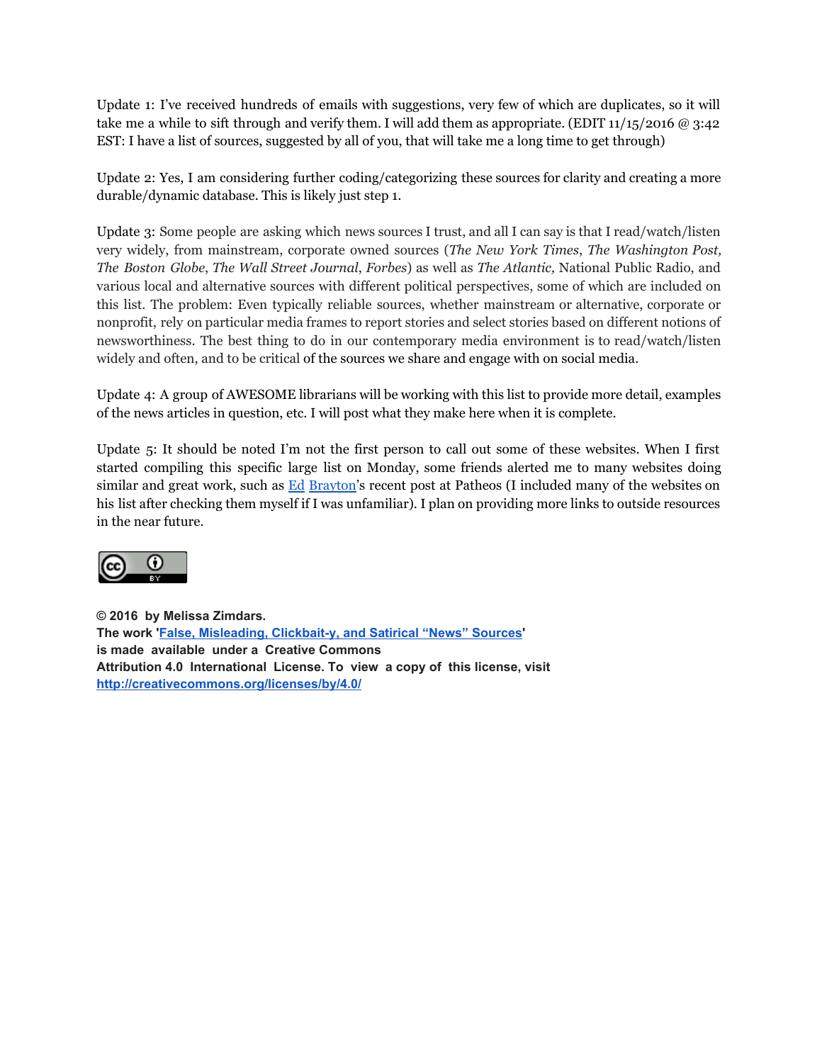Update 1: I've received hundreds of emails with suggestions, very few of which are duplicates, so it will take me a while to sift through and verify them. I will add them as appropriate. (EDIT 11/15/2016 @ 3:42 EST: I have a list of sources, suggested by all of you, that will take me a long time to get through)

Update 2: Yes, I am considering further coding/categorizing these sources for clarity and creating a more durable/dynamic database. This is likely just step 1.

Update 3: Some people are asking which news sources I trust, and all I can say is that I read/watch/listen very widely, from mainstream, corporate owned sources (*The New York Times*, *The Washington Post, The Boston Globe*, *The Wall Street Journal*, *Forbes*) as well as *The Atlantic,* National Public Radio, and various local and alternative sources with different political perspectives, some of which are included on this list. The problem: Even typically reliable sources, whether mainstream or alternative, corporate or nonprofit, rely on particular media frames to report stories and select stories based on different notions of newsworthiness. The best thing to do in our contemporary media environment is to read/watch/listen widely and often, and to be critical of the sources we share and engage with on social media.

Update 4: A group of AWESOME librarians will be working with this list to provide more detail, examples of the news articles in question, etc. I will post what they make here when it is complete.

Update 5: It should be noted I'm not the first person to call out some of these websites. When I first started compiling this specific large list on Monday, some friends alerted me to many websites doing similar and great work, such as Ed Brayton's recent post at Patheos (I included many of the websites on his list after checking them myself if I was unfamiliar). I plan on providing more links to outside resources in the near future.

**© 2016 by Melissa Zimdars.**
**The work 'False, Misleading, Clickbait-y, and Satirical "News" Sources'**
**is made available under a Creative Commons**
**Attribution 4.0 International License. To view a copy of this license, visit**
**http://creativecommons.org/licenses/by/4.0/**